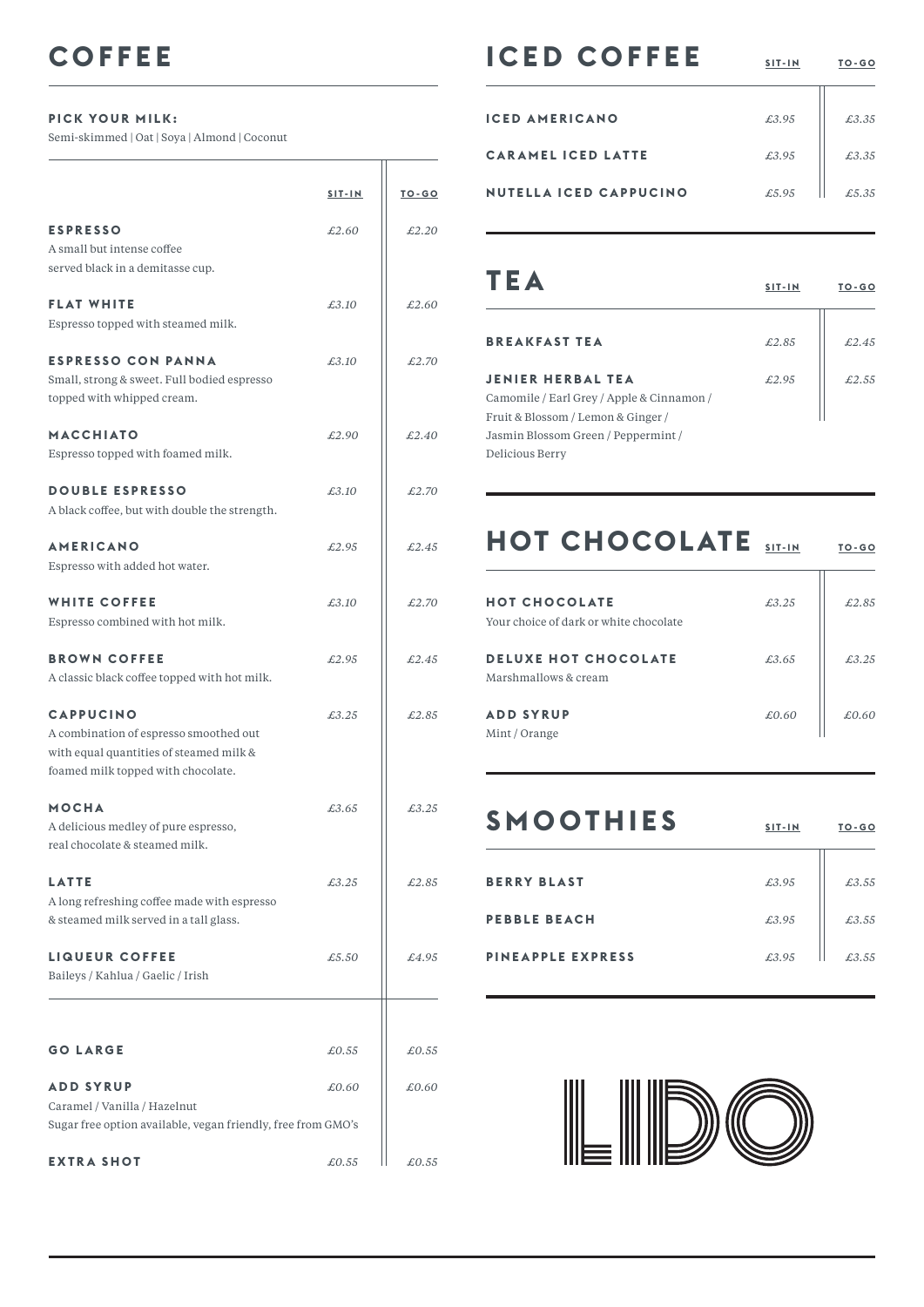# COFFEE

**PICK YOUR MILK:**
Semi-skimmed | Oat | Soya | Almond | Coconut

| | SIT-IN | TO-GO |
|---|---|---|
| **ESPRESSO**<br>A small but intense coffee served black in a demitasse cup. | £2.60 | £2.20 |
| **FLAT WHITE**<br>Espresso topped with steamed milk. | £3.10 | £2.60 |
| **ESPRESSO CON PANNA**<br>Small, strong & sweet. Full bodied espresso topped with whipped cream. | £3.10 | £2.70 |
| **MACCHIATO**<br>Espresso topped with foamed milk. | £2.90 | £2.40 |
| **DOUBLE ESPRESSO**<br>A black coffee, but with double the strength. | £3.10 | £2.70 |
| **AMERICANO**<br>Espresso with added hot water. | £2.95 | £2.45 |
| **WHITE COFFEE**<br>Espresso combined with hot milk. | £3.10 | £2.70 |
| **BROWN COFFEE**<br>A classic black coffee topped with hot milk. | £2.95 | £2.45 |
| **CAPPUCINO**<br>A combination of espresso smoothed out with equal quantities of steamed milk & foamed milk topped with chocolate. | £3.25 | £2.85 |
| **MOCHA**<br>A delicious medley of pure espresso, real chocolate & steamed milk. | £3.65 | £3.25 |
| **LATTE**<br>A long refreshing coffee made with espresso & steamed milk served in a tall glass. | £3.25 | £2.85 |
| **LIQUEUR COFFEE**<br>Baileys / Kahlua / Gaelic / Irish | £5.50 | £4.95 |
| **GO LARGE** | £0.55 | £0.55 |
| **ADD SYRUP**<br>Caramel / Vanilla / Hazelnut<br>Sugar free option available, vegan friendly, free from GMO's | £0.60 | £0.60 |
| **EXTRA SHOT** | £0.55 | £0.55 |

# ICED COFFEE

| | SIT-IN | TO-GO |
|---|---|---|
| **ICED AMERICANO** | £3.95 | £3.35 |
| **CARAMEL ICED LATTE** | £3.95 | £3.35 |
| **NUTELLA ICED CAPPUCINO** | £5.95 | £5.35 |

# TEA

| | SIT-IN | TO-GO |
|---|---|---|
| **BREAKFAST TEA** | £2.85 | £2.45 |
| **JENIER HERBAL TEA**<br>Camomile / Earl Grey / Apple & Cinnamon / Fruit & Blossom / Lemon & Ginger / Jasmin Blossom Green / Peppermint / Delicious Berry | £2.95 | £2.55 |

# HOT CHOCOLATE

| | SIT-IN | TO-GO |
|---|---|---|
| **HOT CHOCOLATE**<br>Your choice of dark or white chocolate | £3.25 | £2.85 |
| **DELUXE HOT CHOCOLATE**<br>Marshmallows & cream | £3.65 | £3.25 |
| **ADD SYRUP**<br>Mint / Orange | £0.60 | £0.60 |

# SMOOTHIES

| | SIT-IN | TO-GO |
|---|---|---|
| **BERRY BLAST** | £3.95 | £3.55 |
| **PEBBLE BEACH** | £3.95 | £3.55 |
| **PINEAPPLE EXPRESS** | £3.95 | £3.55 |

LIDO